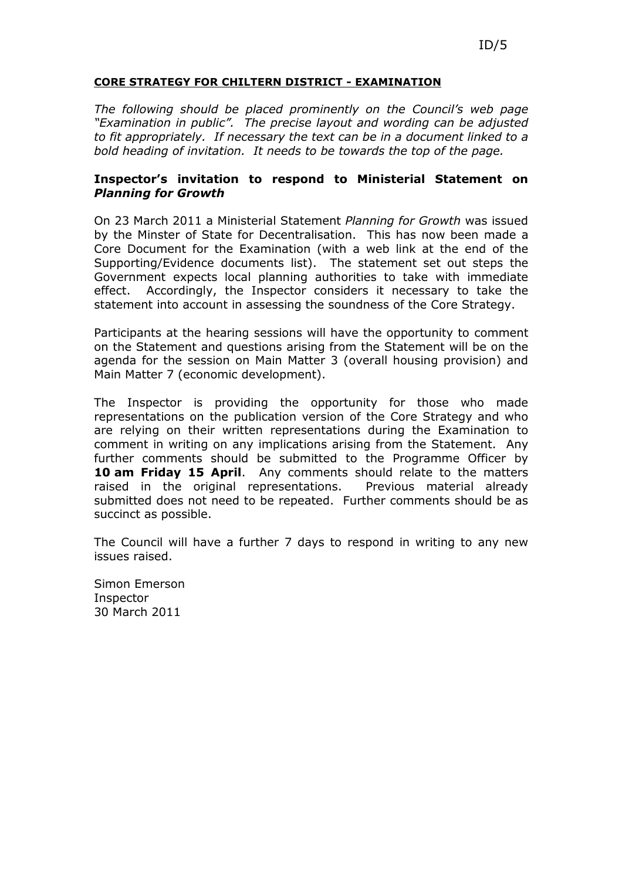ID/5

**CORE STRATEGY FOR CHILTERN DISTRICT - EXAMINATION**

*The following should be placed prominently on the Council's web page "Examination in public". The precise layout and wording can be adjusted to fit appropriately. If necessary the text can be in a document linked to a bold heading of invitation. It needs to be towards the top of the page.*

**Inspector's invitation to respond to Ministerial Statement on *Planning for Growth***

On 23 March 2011 a Ministerial Statement *Planning for Growth* was issued by the Minster of State for Decentralisation. This has now been made a Core Document for the Examination (with a web link at the end of the Supporting/Evidence documents list). The statement set out steps the Government expects local planning authorities to take with immediate effect. Accordingly, the Inspector considers it necessary to take the statement into account in assessing the soundness of the Core Strategy.

Participants at the hearing sessions will have the opportunity to comment on the Statement and questions arising from the Statement will be on the agenda for the session on Main Matter 3 (overall housing provision) and Main Matter 7 (economic development).

The Inspector is providing the opportunity for those who made representations on the publication version of the Core Strategy and who are relying on their written representations during the Examination to comment in writing on any implications arising from the Statement. Any further comments should be submitted to the Programme Officer by **10 am Friday 15 April**. Any comments should relate to the matters raised in the original representations. Previous material already submitted does not need to be repeated. Further comments should be as succinct as possible.

The Council will have a further 7 days to respond in writing to any new issues raised.

Simon Emerson
Inspector
30 March 2011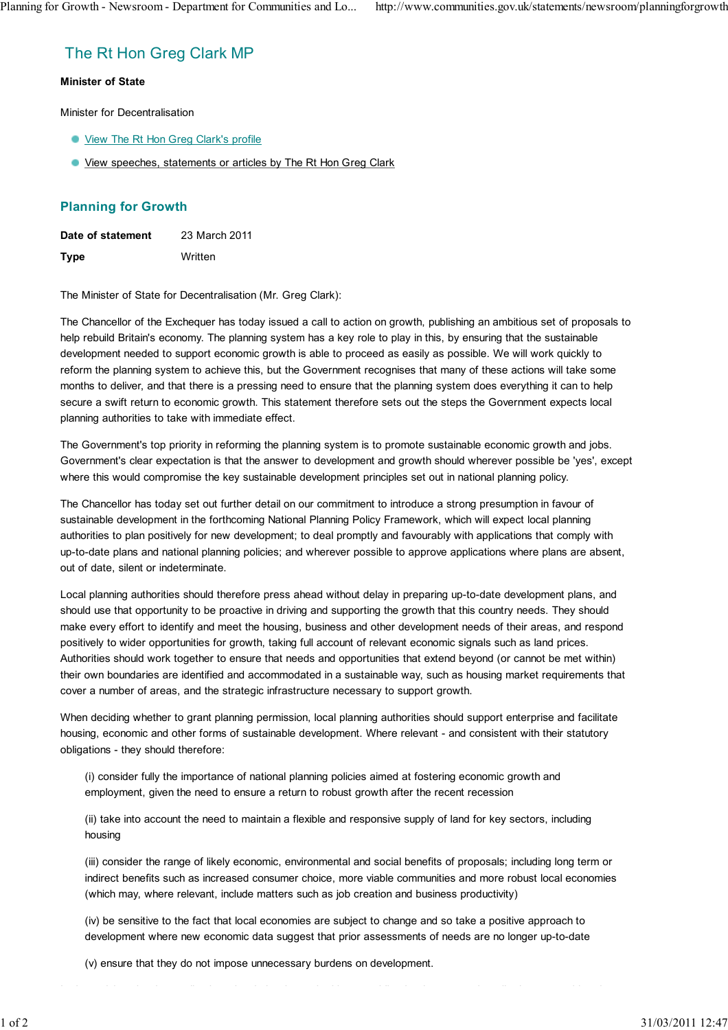## The Rt Hon Greg Clark MP

**Minister of State**

Minister for Decentralisation

- View The Rt Hon Greg Clark's profile
- View speeches, statements or articles by The Rt Hon Greg Clark

### Planning for Growth

| | |
|---|---|
| **Date of statement** | 23 March 2011 |
| **Type** | Written |

The Minister of State for Decentralisation (Mr. Greg Clark):

The Chancellor of the Exchequer has today issued a call to action on growth, publishing an ambitious set of proposals to help rebuild Britain's economy. The planning system has a key role to play in this, by ensuring that the sustainable development needed to support economic growth is able to proceed as easily as possible. We will work quickly to reform the planning system to achieve this, but the Government recognises that many of these actions will take some months to deliver, and that there is a pressing need to ensure that the planning system does everything it can to help secure a swift return to economic growth. This statement therefore sets out the steps the Government expects local planning authorities to take with immediate effect.

The Government's top priority in reforming the planning system is to promote sustainable economic growth and jobs. Government's clear expectation is that the answer to development and growth should wherever possible be 'yes', except where this would compromise the key sustainable development principles set out in national planning policy.

The Chancellor has today set out further detail on our commitment to introduce a strong presumption in favour of sustainable development in the forthcoming National Planning Policy Framework, which will expect local planning authorities to plan positively for new development; to deal promptly and favourably with applications that comply with up-to-date plans and national planning policies; and wherever possible to approve applications where plans are absent, out of date, silent or indeterminate.

Local planning authorities should therefore press ahead without delay in preparing up-to-date development plans, and should use that opportunity to be proactive in driving and supporting the growth that this country needs. They should make every effort to identify and meet the housing, business and other development needs of their areas, and respond positively to wider opportunities for growth, taking full account of relevant economic signals such as land prices. Authorities should work together to ensure that needs and opportunities that extend beyond (or cannot be met within) their own boundaries are identified and accommodated in a sustainable way, such as housing market requirements that cover a number of areas, and the strategic infrastructure necessary to support growth.

When deciding whether to grant planning permission, local planning authorities should support enterprise and facilitate housing, economic and other forms of sustainable development. Where relevant - and consistent with their statutory obligations - they should therefore:

(i) consider fully the importance of national planning policies aimed at fostering economic growth and employment, given the need to ensure a return to robust growth after the recent recession

(ii) take into account the need to maintain a flexible and responsive supply of land for key sectors, including housing

(iii) consider the range of likely economic, environmental and social benefits of proposals; including long term or indirect benefits such as increased consumer choice, more viable communities and more robust local economies (which may, where relevant, include matters such as job creation and business productivity)

(iv) be sensitive to the fact that local economies are subject to change and so take a positive approach to development where new economic data suggest that prior assessments of needs are no longer up-to-date

(v) ensure that they do not impose unnecessary burdens on development.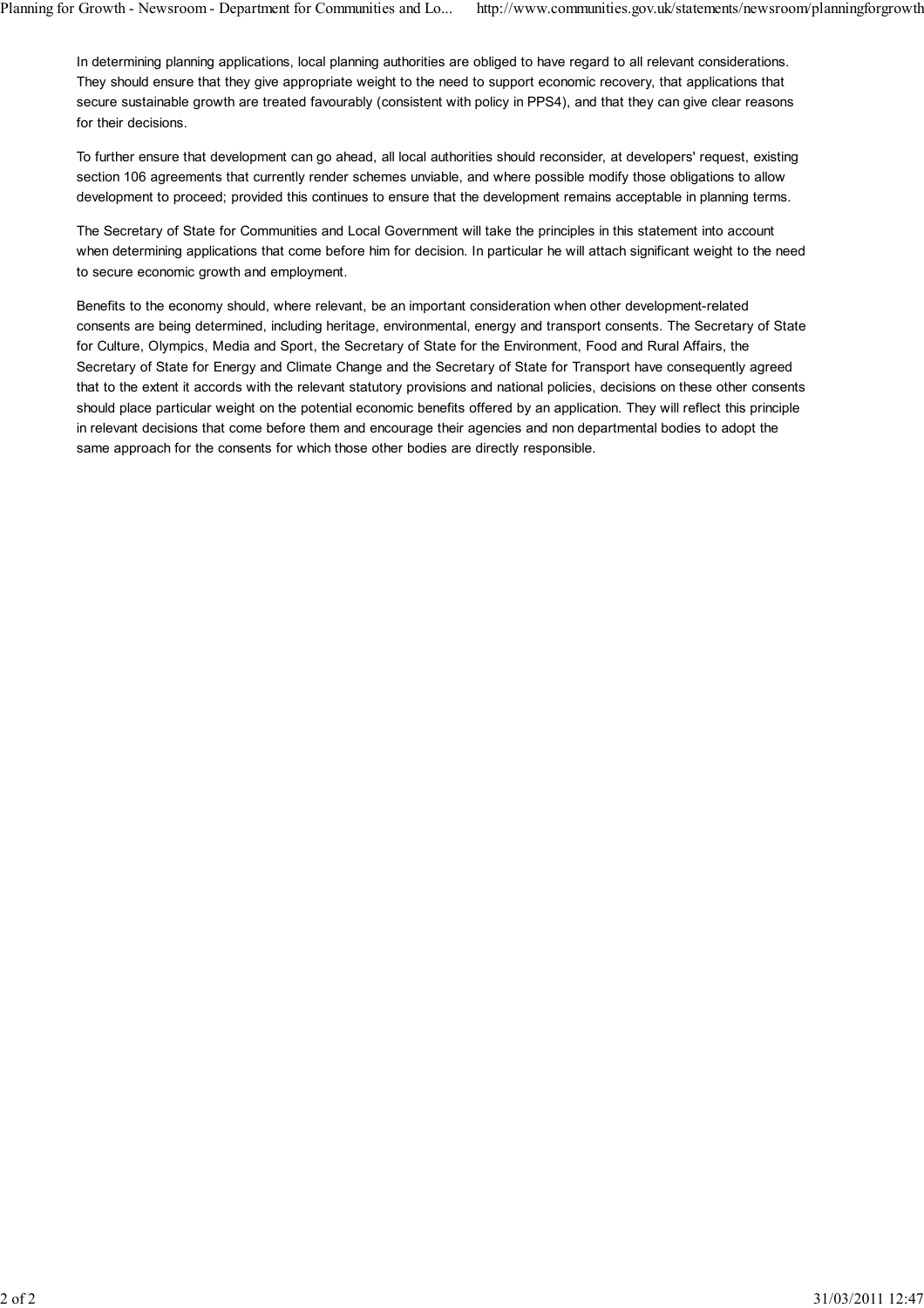In determining planning applications, local planning authorities are obliged to have regard to all relevant considerations. They should ensure that they give appropriate weight to the need to support economic recovery, that applications that secure sustainable growth are treated favourably (consistent with policy in PPS4), and that they can give clear reasons for their decisions.

To further ensure that development can go ahead, all local authorities should reconsider, at developers' request, existing section 106 agreements that currently render schemes unviable, and where possible modify those obligations to allow development to proceed; provided this continues to ensure that the development remains acceptable in planning terms.

The Secretary of State for Communities and Local Government will take the principles in this statement into account when determining applications that come before him for decision. In particular he will attach significant weight to the need to secure economic growth and employment.

Benefits to the economy should, where relevant, be an important consideration when other development-related consents are being determined, including heritage, environmental, energy and transport consents. The Secretary of State for Culture, Olympics, Media and Sport, the Secretary of State for the Environment, Food and Rural Affairs, the Secretary of State for Energy and Climate Change and the Secretary of State for Transport have consequently agreed that to the extent it accords with the relevant statutory provisions and national policies, decisions on these other consents should place particular weight on the potential economic benefits offered by an application. They will reflect this principle in relevant decisions that come before them and encourage their agencies and non departmental bodies to adopt the same approach for the consents for which those other bodies are directly responsible.